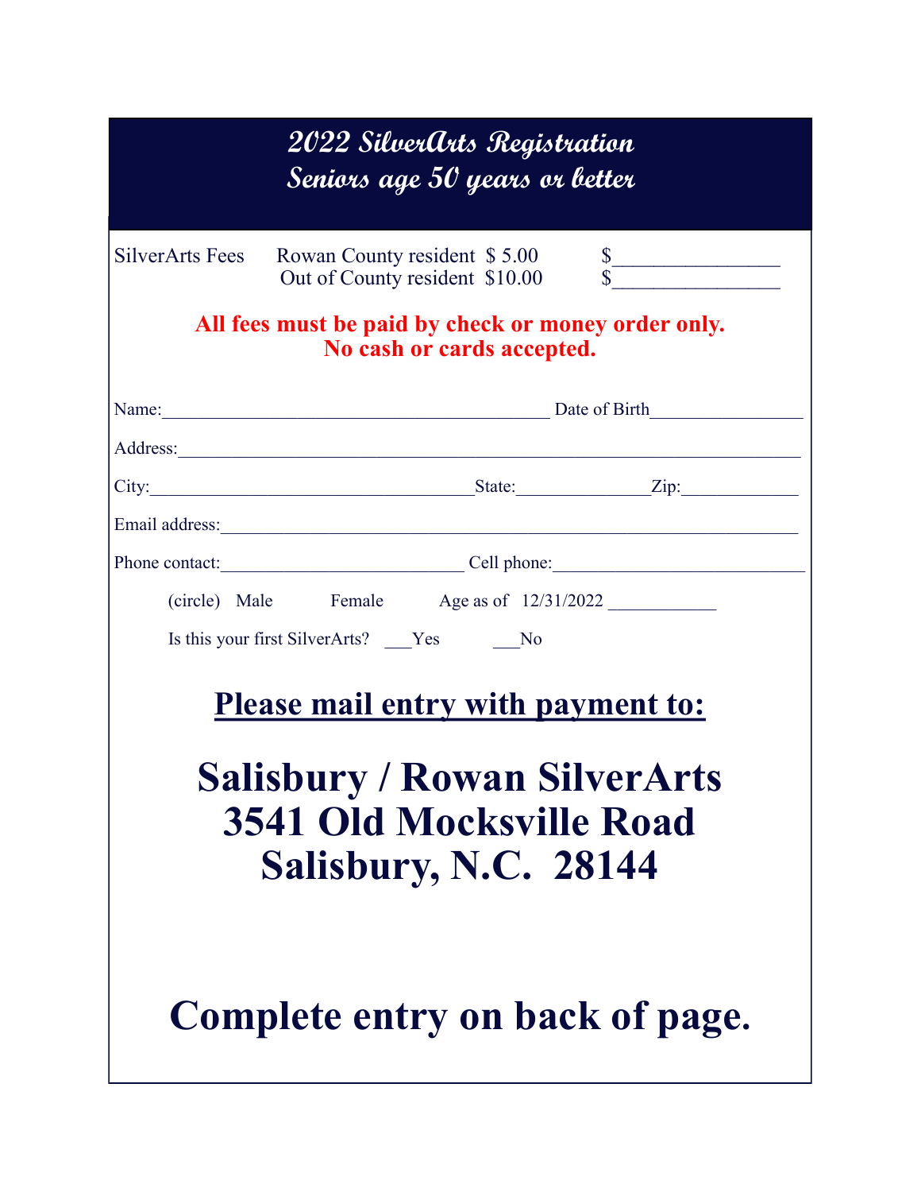# 2022 SilverArts Registration
## Seniors age 50 years or better

SilverArts Fees  Rowan County resident $ 5.00  $________________
Out of County resident $10.00  $________________

**All fees must be paid by check or money order only.**
**No cash or cards accepted.**

Name:_____________________________________________ Date of Birth________________

Address:_______________________________________________________________________

City:_____________________________________State:______________Zip:_____________

Email address:__________________________________________________________________

Phone contact:__________________________ Cell phone:__________________________

(circle)  Male  Female  Age as of 12/31/2022 ___________

Is this your first SilverArts? ___Yes  ___No

## Please mail entry with payment to:

# Salisbury / Rowan SilverArts
# 3541 Old Mocksville Road
# Salisbury, N.C. 28144

# Complete entry on back of page.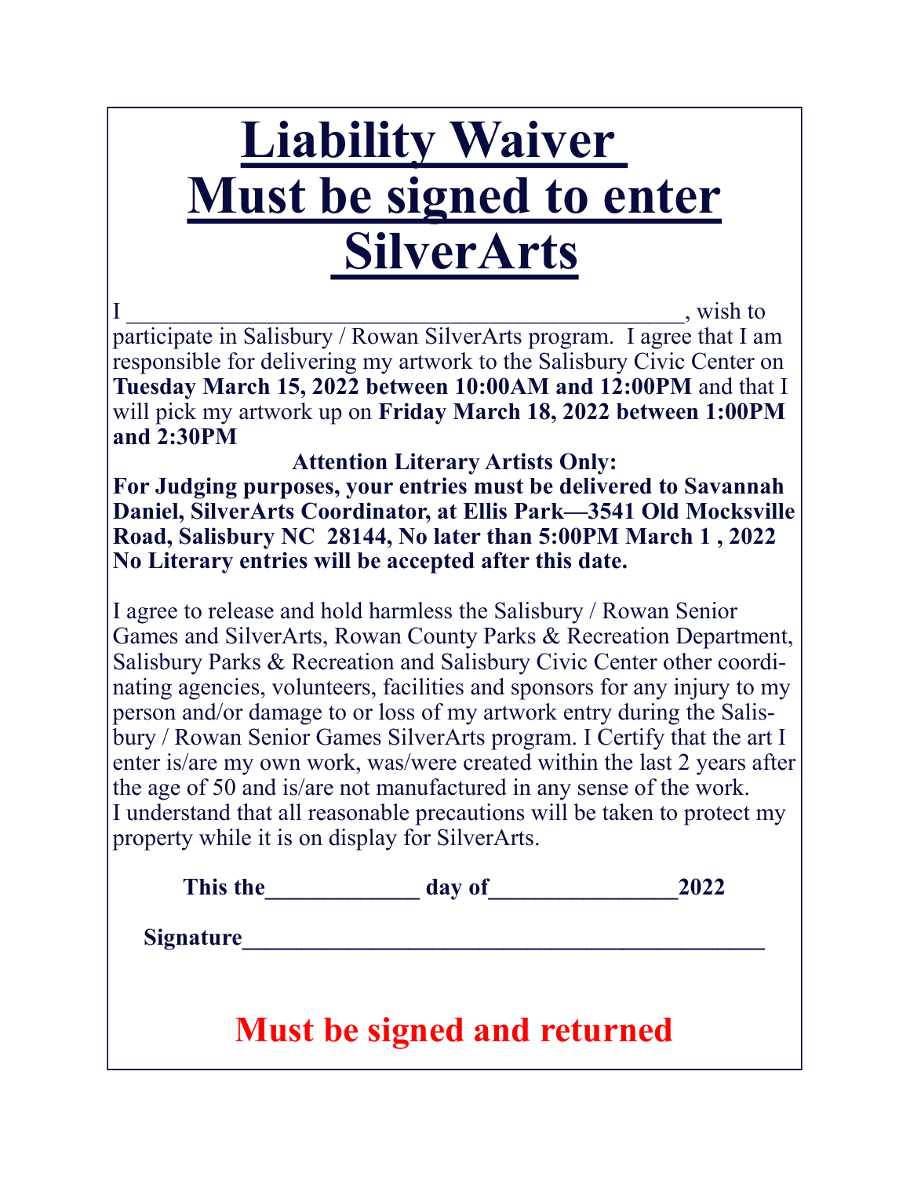# Liability Waiver Must be signed to enter SilverArts

I _______________________________________________, wish to participate in Salisbury / Rowan SilverArts program. I agree that I am responsible for delivering my artwork to the Salisbury Civic Center on **Tuesday March 15, 2022 between 10:00AM and 12:00PM** and that I will pick my artwork up on **Friday March 18, 2022 between 1:00PM and 2:30PM**

**Attention Literary Artists Only:**

**For Judging purposes, your entries must be delivered to Savannah Daniel, SilverArts Coordinator, at Ellis Park—3541 Old Mocksville Road, Salisbury NC 28144, No later than 5:00PM March 1 , 2022 No Literary entries will be accepted after this date.**

I agree to release and hold harmless the Salisbury / Rowan Senior Games and SilverArts, Rowan County Parks & Recreation Department, Salisbury Parks & Recreation and Salisbury Civic Center other coordinating agencies, volunteers, facilities and sponsors for any injury to my person and/or damage to or loss of my artwork entry during the Salisbury / Rowan Senior Games SilverArts program. I Certify that the art I enter is/are my own work, was/were created within the last 2 years after the age of 50 and is/are not manufactured in any sense of the work. I understand that all reasonable precautions will be taken to protect my property while it is on display for SilverArts.

**This the_____________ day of________________2022**

**Signature_____________________________________________**

**Must be signed and returned**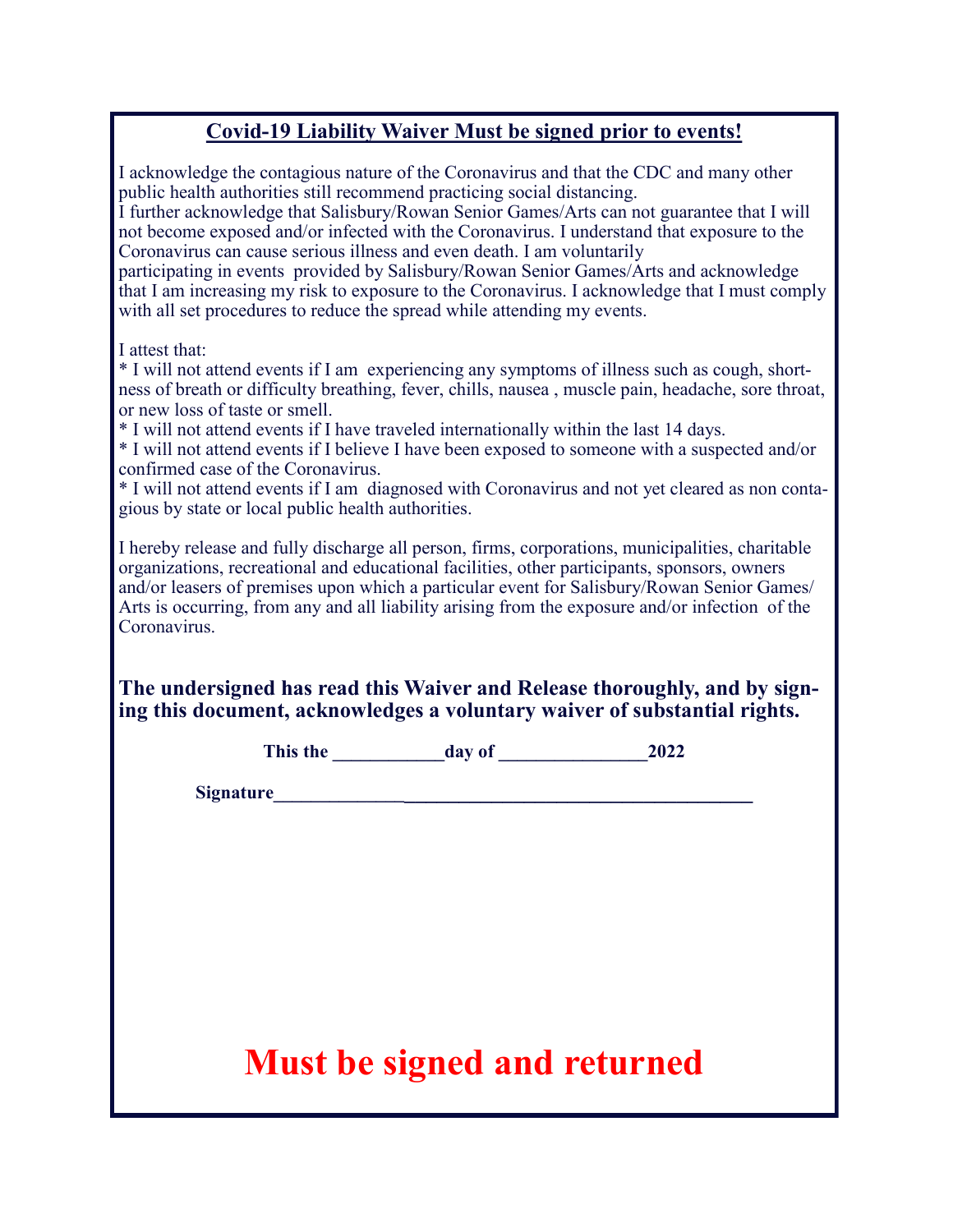## Covid-19 Liability Waiver Must be signed prior to events!

I acknowledge the contagious nature of the Coronavirus and that the CDC and many other public health authorities still recommend practicing social distancing.
I further acknowledge that Salisbury/Rowan Senior Games/Arts can not guarantee that I will not become exposed and/or infected with the Coronavirus. I understand that exposure to the Coronavirus can cause serious illness and even death. I am voluntarily participating in events provided by Salisbury/Rowan Senior Games/Arts and acknowledge that I am increasing my risk to exposure to the Coronavirus. I acknowledge that I must comply with all set procedures to reduce the spread while attending my events.

I attest that:

* I will not attend events if I am experiencing any symptoms of illness such as cough, shortness of breath or difficulty breathing, fever, chills, nausea , muscle pain, headache, sore throat, or new loss of taste or smell.
* I will not attend events if I have traveled internationally within the last 14 days.
* I will not attend events if I believe I have been exposed to someone with a suspected and/or confirmed case of the Coronavirus.
* I will not attend events if I am diagnosed with Coronavirus and not yet cleared as non contagious by state or local public health authorities.

I hereby release and fully discharge all person, firms, corporations, municipalities, charitable organizations, recreational and educational facilities, other participants, sponsors, owners and/or leasers of premises upon which a particular event for Salisbury/Rowan Senior Games/Arts is occurring, from any and all liability arising from the exposure and/or infection of the Coronavirus.

**The undersigned has read this Waiver and Release thoroughly, and by signing this document, acknowledges a voluntary waiver of substantial rights.**

**This the ____________day of ________________2022**

**Signature_____________________________________________________**

# Must be signed and returned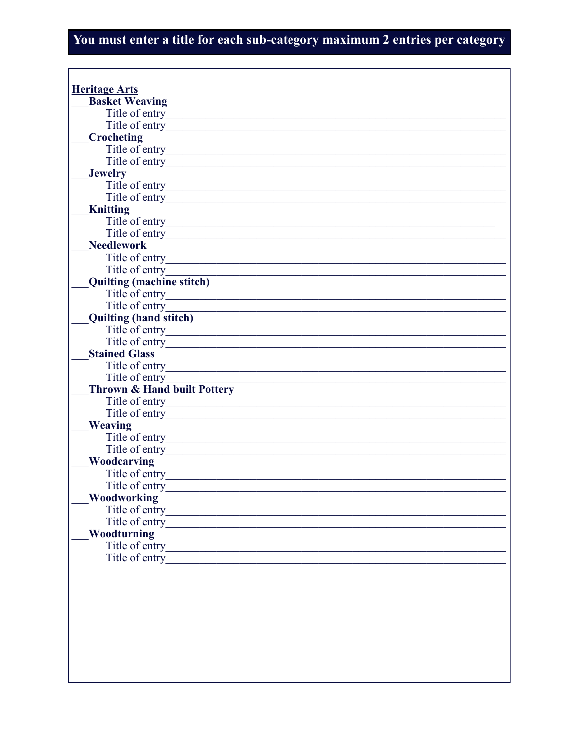**You must enter a title for each sub-category maximum 2 entries per category**

**Heritage Arts**

___**Basket Weaving**

Title of entry____________________________________________

Title of entry____________________________________________

___**Crocheting**

Title of entry____________________________________________

Title of entry____________________________________________

___**Jewelry**

Title of entry____________________________________________

Title of entry____________________________________________

___**Knitting**

Title of entry____________________________________________

Title of entry____________________________________________

___**Needlework**

Title of entry____________________________________________

Title of entry____________________________________________

___**Quilting (machine stitch)**

Title of entry____________________________________________

Title of entry____________________________________________

___**Quilting (hand stitch)**

Title of entry____________________________________________

Title of entry____________________________________________

___**Stained Glass**

Title of entry____________________________________________

Title of entry____________________________________________

___**Thrown & Hand built Pottery**

Title of entry____________________________________________

Title of entry____________________________________________

___**Weaving**

Title of entry____________________________________________

Title of entry____________________________________________

___**Woodcarving**

Title of entry____________________________________________

Title of entry____________________________________________

___**Woodworking**

Title of entry____________________________________________

Title of entry____________________________________________

___**Woodturning**

Title of entry____________________________________________

Title of entry____________________________________________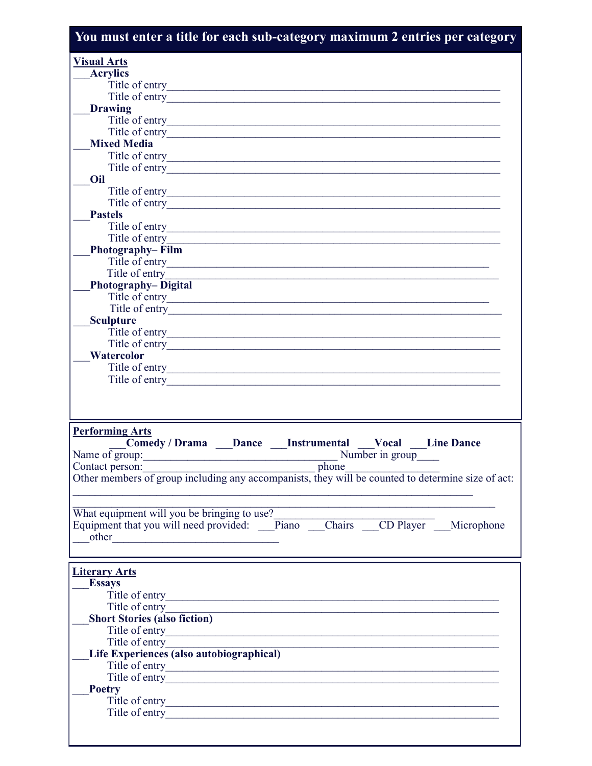**You must enter a title for each sub-category maximum 2 entries per category**

**Visual Arts**

___**Acrylics**

Title of entry_______________________________________________

Title of entry_______________________________________________

___**Drawing**

Title of entry_______________________________________________

Title of entry_______________________________________________

___**Mixed Media**

Title of entry_______________________________________________

Title of entry_______________________________________________

___**Oil**

Title of entry_______________________________________________

Title of entry_______________________________________________

___**Pastels**

Title of entry_______________________________________________

Title of entry_______________________________________________

___**Photography– Film**

Title of entry_______________________________________________

Title of entry_______________________________________________

___**Photography– Digital**

Title of entry_______________________________________________

Title of entry_______________________________________________

___**Sculpture**

Title of entry_______________________________________________

Title of entry_______________________________________________

___**Watercolor**

Title of entry_______________________________________________

Title of entry_______________________________________________

**Performing Arts**

___**Comedy / Drama** ___**Dance** ___**Instrumental** ___**Vocal** ___**Line Dance**

Name of group:_________________________________ Number in group____

Contact person:______________________________ phone________________

Other members of group including any accompanists, they will be counted to determine size of act:

______________________________________________________________________

______________________________________________________________________

What equipment will you be bringing to use?____________________________

Equipment that you will need provided: ___Piano ___Chairs ___CD Player ___Microphone ___other____________________________

**Literary Arts**

___**Essays**

Title of entry_______________________________________________

Title of entry_______________________________________________

___**Short Stories (also fiction)**

Title of entry_______________________________________________

Title of entry_______________________________________________

___**Life Experiences (also autobiographical)**

Title of entry_______________________________________________

Title of entry_______________________________________________

___**Poetry**

Title of entry_______________________________________________

Title of entry_______________________________________________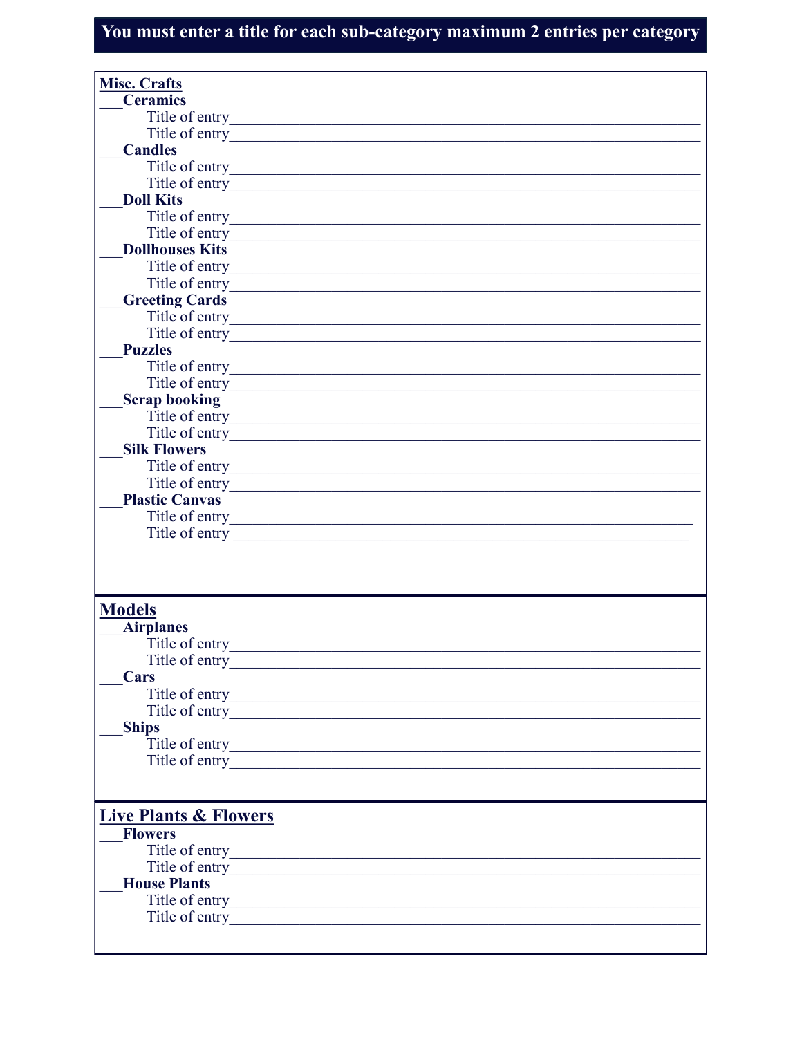**You must enter a title for each sub-category maximum 2 entries per category**

## Misc. Crafts

___**Ceramics**

Title of entry________________________________________________

Title of entry________________________________________________

___**Candles**

Title of entry________________________________________________

Title of entry________________________________________________

___**Doll Kits**

Title of entry________________________________________________

Title of entry________________________________________________

___**Dollhouses Kits**

Title of entry________________________________________________

Title of entry________________________________________________

___**Greeting Cards**

Title of entry________________________________________________

Title of entry________________________________________________

___**Puzzles**

Title of entry________________________________________________

Title of entry________________________________________________

___**Scrap booking**

Title of entry________________________________________________

Title of entry________________________________________________

___**Silk Flowers**

Title of entry________________________________________________

Title of entry________________________________________________

___**Plastic Canvas**

Title of entry________________________________________________

Title of entry ________________________________________________

## Models

___**Airplanes**

Title of entry________________________________________________

Title of entry________________________________________________

___**Cars**

Title of entry________________________________________________

Title of entry________________________________________________

___**Ships**

Title of entry________________________________________________

Title of entry________________________________________________

## Live Plants & Flowers

___**Flowers**

Title of entry________________________________________________

Title of entry________________________________________________

___**House Plants**

Title of entry________________________________________________

Title of entry________________________________________________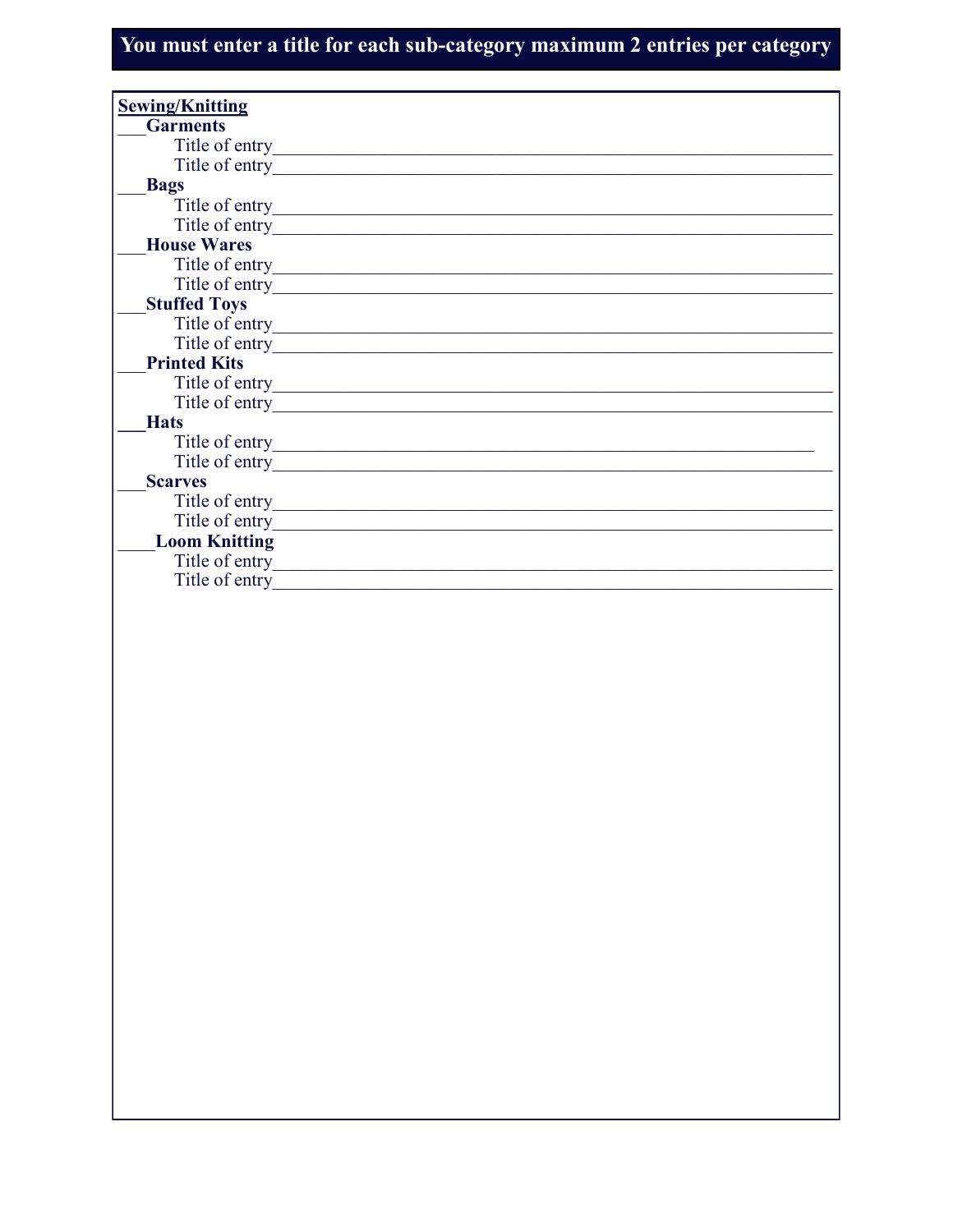**You must enter a title for each sub-category maximum 2 entries per category**

**Sewing/Knitting**

___**Garments**

Title of entry________________________________________________________________

Title of entry________________________________________________________________

___**Bags**

Title of entry________________________________________________________________

Title of entry________________________________________________________________

___**House Wares**

Title of entry________________________________________________________________

Title of entry________________________________________________________________

___**Stuffed Toys**

Title of entry________________________________________________________________

Title of entry________________________________________________________________

___**Printed Kits**

Title of entry________________________________________________________________

Title of entry________________________________________________________________

___**Hats**

Title of entry______________________________________________________________

Title of entry________________________________________________________________

___**Scarves**

Title of entry________________________________________________________________

Title of entry________________________________________________________________

____**Loom Knitting**

Title of entry________________________________________________________________

Title of entry________________________________________________________________